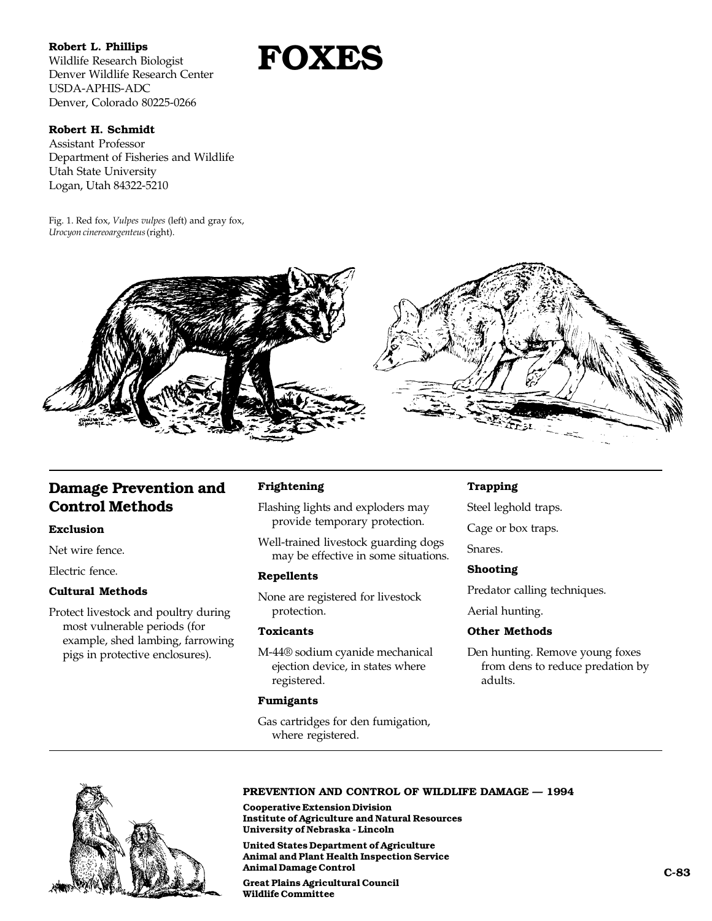**Robert L. Phillips**
Wildlife Research Biologist
Denver Wildlife Research Center
USDA-APHIS-ADC
Denver, Colorado 80225-0266

**Robert H. Schmidt**
Assistant Professor
Department of Fisheries and Wildlife
Utah State University
Logan, Utah 84322-5210

# FOXES

Fig. 1. Red fox, *Vulpes vulpes* (left) and gray fox, *Urocyon cinereoargenteus* (right).

## Damage Prevention and Control Methods

### Exclusion

Net wire fence.

Electric fence.

### Cultural Methods

Protect livestock and poultry during most vulnerable periods (for example, shed lambing, farrowing pigs in protective enclosures).

### Frightening

Flashing lights and exploders may provide temporary protection.

Well-trained livestock guarding dogs may be effective in some situations.

### Repellents

None are registered for livestock protection.

### Toxicants

M-44® sodium cyanide mechanical ejection device, in states where registered.

### Fumigants

Gas cartridges for den fumigation, where registered.

### Trapping

Steel leghold traps.

Cage or box traps.

Snares.

### Shooting

Predator calling techniques.

Aerial hunting.

### Other Methods

Den hunting. Remove young foxes from dens to reduce predation by adults.

---

**PREVENTION AND CONTROL OF WILDLIFE DAMAGE — 1994**

**Cooperative Extension Division**
**Institute of Agriculture and Natural Resources**
**University of Nebraska - Lincoln**

**United States Department of Agriculture**
**Animal and Plant Health Inspection Service**
**Animal Damage Control**

**Great Plains Agricultural Council**
**Wildlife Committee**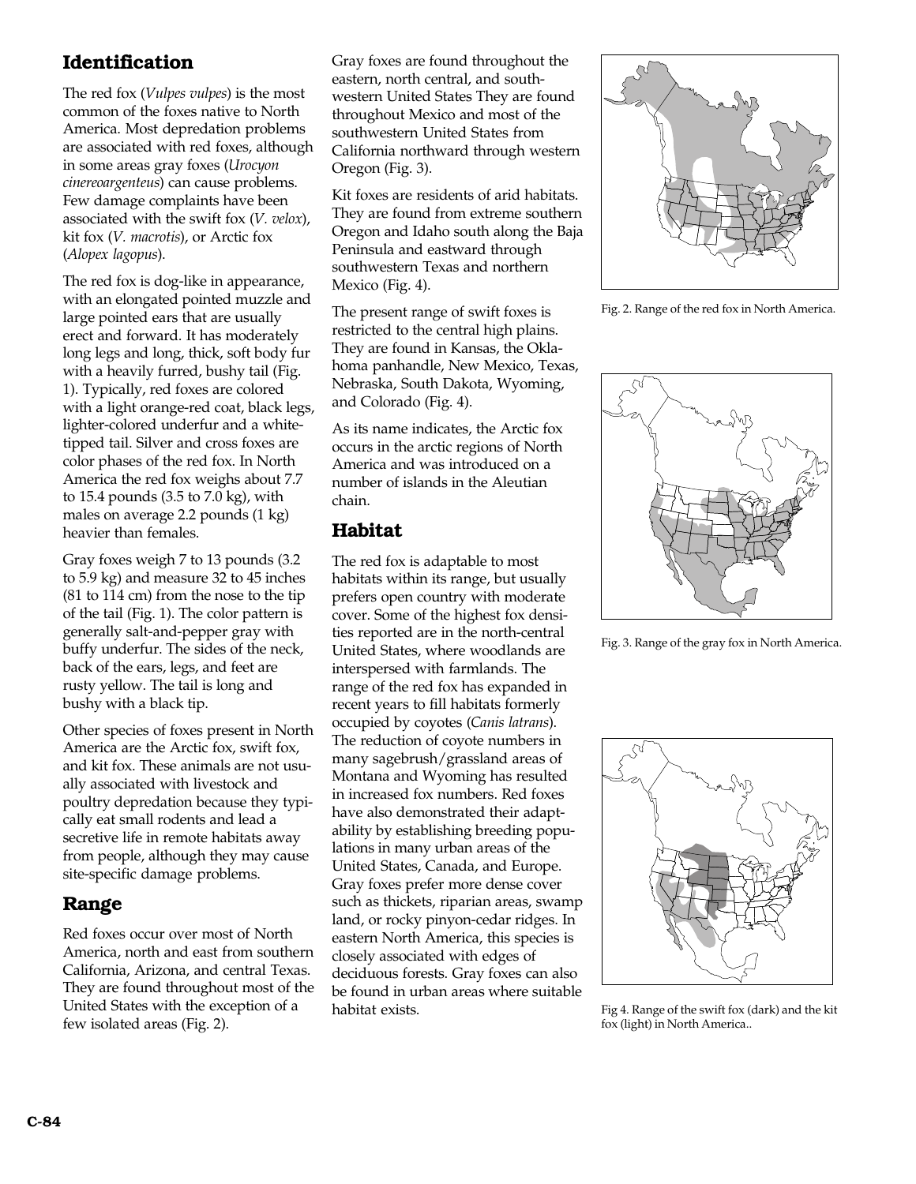## Identification

The red fox (*Vulpes vulpes*) is the most common of the foxes native to North America. Most depredation problems are associated with red foxes, although in some areas gray foxes (*Urocyon cinereoargenteus*) can cause problems. Few damage complaints have been associated with the swift fox (*V. velox*), kit fox (*V. macrotis*), or Arctic fox (*Alopex lagopus*).

The red fox is dog-like in appearance, with an elongated pointed muzzle and large pointed ears that are usually erect and forward. It has moderately long legs and long, thick, soft body fur with a heavily furred, bushy tail (Fig. 1). Typically, red foxes are colored with a light orange-red coat, black legs, lighter-colored underfur and a white-tipped tail. Silver and cross foxes are color phases of the red fox. In North America the red fox weighs about 7.7 to 15.4 pounds (3.5 to 7.0 kg), with males on average 2.2 pounds (1 kg) heavier than females.

Gray foxes weigh 7 to 13 pounds (3.2 to 5.9 kg) and measure 32 to 45 inches (81 to 114 cm) from the nose to the tip of the tail (Fig. 1). The color pattern is generally salt-and-pepper gray with buffy underfur. The sides of the neck, back of the ears, legs, and feet are rusty yellow. The tail is long and bushy with a black tip.

Other species of foxes present in North America are the Arctic fox, swift fox, and kit fox. These animals are not usually associated with livestock and poultry depredation because they typically eat small rodents and lead a secretive life in remote habitats away from people, although they may cause site-specific damage problems.

## Range

Red foxes occur over most of North America, north and east from southern California, Arizona, and central Texas. They are found throughout most of the United States with the exception of a few isolated areas (Fig. 2).

Gray foxes are found throughout the eastern, north central, and southwestern United States They are found throughout Mexico and most of the southwestern United States from California northward through western Oregon (Fig. 3).

Kit foxes are residents of arid habitats. They are found from extreme southern Oregon and Idaho south along the Baja Peninsula and eastward through southwestern Texas and northern Mexico (Fig. 4).

The present range of swift foxes is restricted to the central high plains. They are found in Kansas, the Oklahoma panhandle, New Mexico, Texas, Nebraska, South Dakota, Wyoming, and Colorado (Fig. 4).

As its name indicates, the Arctic fox occurs in the arctic regions of North America and was introduced on a number of islands in the Aleutian chain.

## Habitat

The red fox is adaptable to most habitats within its range, but usually prefers open country with moderate cover. Some of the highest fox densities reported are in the north-central United States, where woodlands are interspersed with farmlands. The range of the red fox has expanded in recent years to fill habitats formerly occupied by coyotes (*Canis latrans*). The reduction of coyote numbers in many sagebrush/grassland areas of Montana and Wyoming has resulted in increased fox numbers. Red foxes have also demonstrated their adaptability by establishing breeding populations in many urban areas of the United States, Canada, and Europe. Gray foxes prefer more dense cover such as thickets, riparian areas, swamp land, or rocky pinyon-cedar ridges. In eastern North America, this species is closely associated with edges of deciduous forests. Gray foxes can also be found in urban areas where suitable habitat exists.

Fig. 2. Range of the red fox in North America.

Fig. 3. Range of the gray fox in North America.

Fig 4. Range of the swift fox (dark) and the kit fox (light) in North America..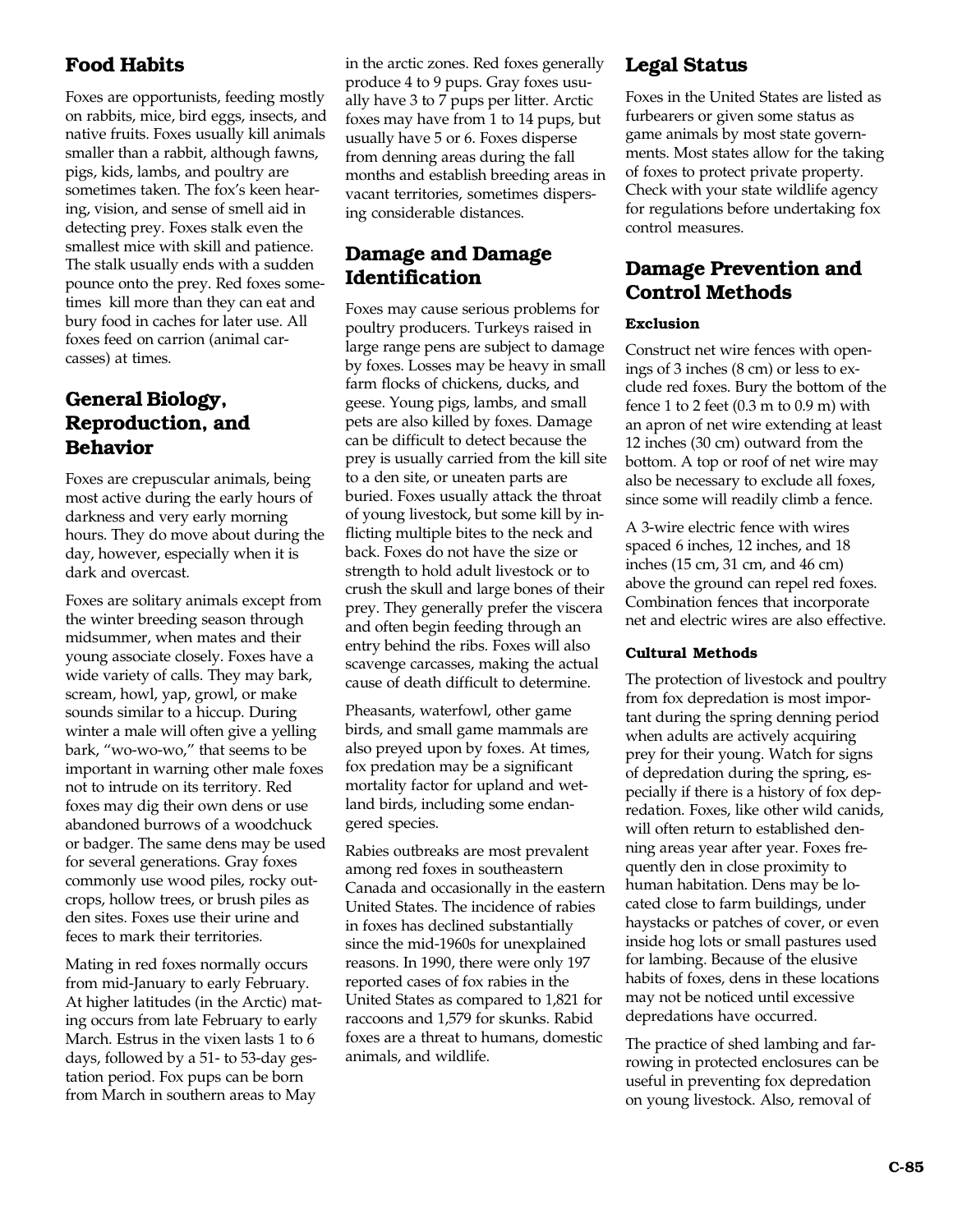## Food Habits

Foxes are opportunists, feeding mostly on rabbits, mice, bird eggs, insects, and native fruits. Foxes usually kill animals smaller than a rabbit, although fawns, pigs, kids, lambs, and poultry are sometimes taken. The fox's keen hearing, vision, and sense of smell aid in detecting prey. Foxes stalk even the smallest mice with skill and patience. The stalk usually ends with a sudden pounce onto the prey. Red foxes sometimes kill more than they can eat and bury food in caches for later use. All foxes feed on carrion (animal carcasses) at times.

## General Biology, Reproduction, and Behavior

Foxes are crepuscular animals, being most active during the early hours of darkness and very early morning hours. They do move about during the day, however, especially when it is dark and overcast.

Foxes are solitary animals except from the winter breeding season through midsummer, when mates and their young associate closely. Foxes have a wide variety of calls. They may bark, scream, howl, yap, growl, or make sounds similar to a hiccup. During winter a male will often give a yelling bark, "wo-wo-wo," that seems to be important in warning other male foxes not to intrude on its territory. Red foxes may dig their own dens or use abandoned burrows of a woodchuck or badger. The same dens may be used for several generations. Gray foxes commonly use wood piles, rocky outcrops, hollow trees, or brush piles as den sites. Foxes use their urine and feces to mark their territories.

Mating in red foxes normally occurs from mid-January to early February. At higher latitudes (in the Arctic) mating occurs from late February to early March. Estrus in the vixen lasts 1 to 6 days, followed by a 51- to 53-day gestation period. Fox pups can be born from March in southern areas to May in the arctic zones. Red foxes generally produce 4 to 9 pups. Gray foxes usually have 3 to 7 pups per litter. Arctic foxes may have from 1 to 14 pups, but usually have 5 or 6. Foxes disperse from denning areas during the fall months and establish breeding areas in vacant territories, sometimes dispersing considerable distances.

## Damage and Damage Identification

Foxes may cause serious problems for poultry producers. Turkeys raised in large range pens are subject to damage by foxes. Losses may be heavy in small farm flocks of chickens, ducks, and geese. Young pigs, lambs, and small pets are also killed by foxes. Damage can be difficult to detect because the prey is usually carried from the kill site to a den site, or uneaten parts are buried. Foxes usually attack the throat of young livestock, but some kill by inflicting multiple bites to the neck and back. Foxes do not have the size or strength to hold adult livestock or to crush the skull and large bones of their prey. They generally prefer the viscera and often begin feeding through an entry behind the ribs. Foxes will also scavenge carcasses, making the actual cause of death difficult to determine.

Pheasants, waterfowl, other game birds, and small game mammals are also preyed upon by foxes. At times, fox predation may be a significant mortality factor for upland and wetland birds, including some endangered species.

Rabies outbreaks are most prevalent among red foxes in southeastern Canada and occasionally in the eastern United States. The incidence of rabies in foxes has declined substantially since the mid-1960s for unexplained reasons. In 1990, there were only 197 reported cases of fox rabies in the United States as compared to 1,821 for raccoons and 1,579 for skunks. Rabid foxes are a threat to humans, domestic animals, and wildlife.

## Legal Status

Foxes in the United States are listed as furbearers or given some status as game animals by most state governments. Most states allow for the taking of foxes to protect private property. Check with your state wildlife agency for regulations before undertaking fox control measures.

## Damage Prevention and Control Methods

### Exclusion

Construct net wire fences with openings of 3 inches (8 cm) or less to exclude red foxes. Bury the bottom of the fence 1 to 2 feet (0.3 m to 0.9 m) with an apron of net wire extending at least 12 inches (30 cm) outward from the bottom. A top or roof of net wire may also be necessary to exclude all foxes, since some will readily climb a fence.

A 3-wire electric fence with wires spaced 6 inches, 12 inches, and 18 inches (15 cm, 31 cm, and 46 cm) above the ground can repel red foxes. Combination fences that incorporate net and electric wires are also effective.

### Cultural Methods

The protection of livestock and poultry from fox depredation is most important during the spring denning period when adults are actively acquiring prey for their young. Watch for signs of depredation during the spring, especially if there is a history of fox depredation. Foxes, like other wild canids, will often return to established denning areas year after year. Foxes frequently den in close proximity to human habitation. Dens may be located close to farm buildings, under haystacks or patches of cover, or even inside hog lots or small pastures used for lambing. Because of the elusive habits of foxes, dens in these locations may not be noticed until excessive depredations have occurred.

The practice of shed lambing and farrowing in protected enclosures can be useful in preventing fox depredation on young livestock. Also, removal of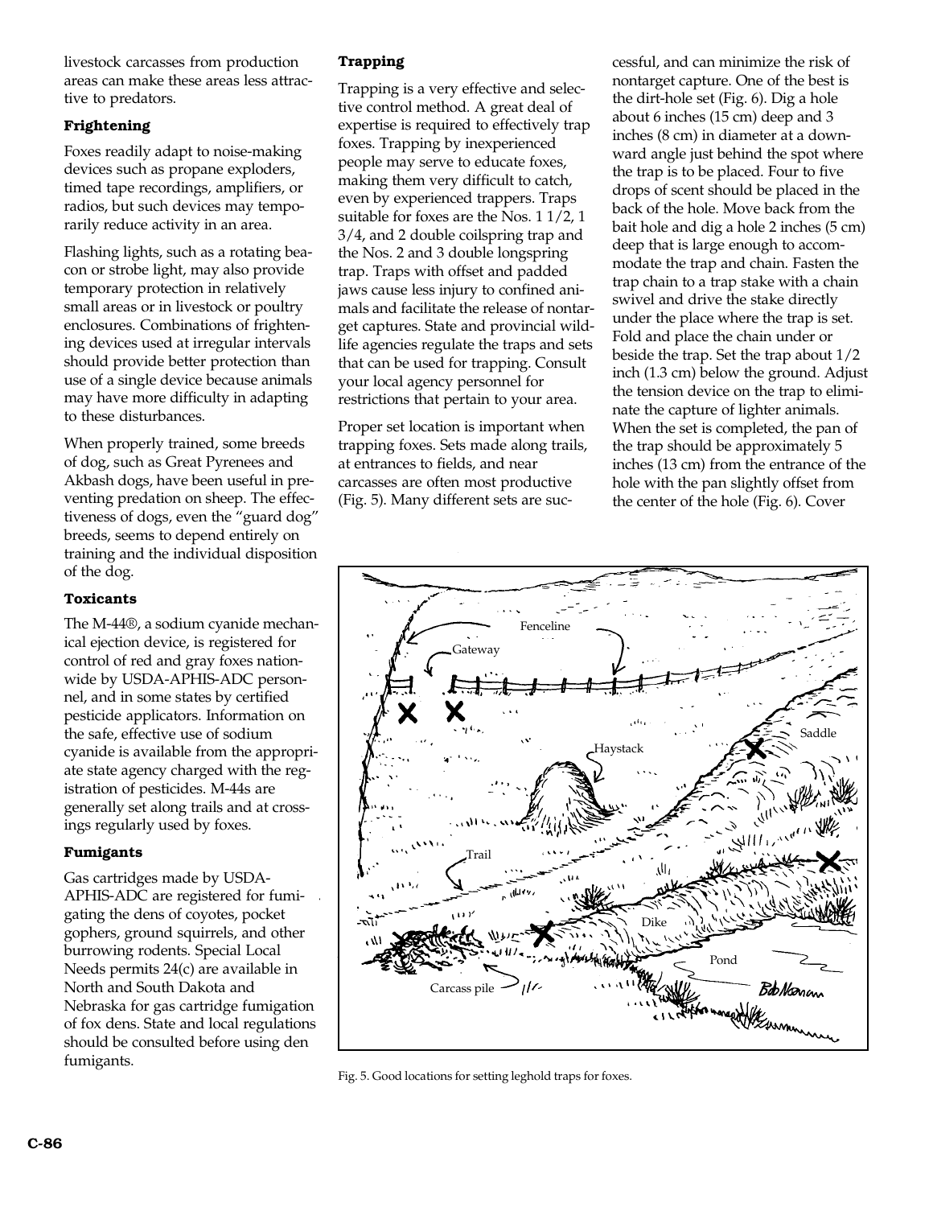livestock carcasses from production areas can make these areas less attractive to predators.

### Frightening

Foxes readily adapt to noise-making devices such as propane exploders, timed tape recordings, amplifiers, or radios, but such devices may temporarily reduce activity in an area.

Flashing lights, such as a rotating beacon or strobe light, may also provide temporary protection in relatively small areas or in livestock or poultry enclosures. Combinations of frightening devices used at irregular intervals should provide better protection than use of a single device because animals may have more difficulty in adapting to these disturbances.

When properly trained, some breeds of dog, such as Great Pyrenees and Akbash dogs, have been useful in preventing predation on sheep. The effectiveness of dogs, even the "guard dog" breeds, seems to depend entirely on training and the individual disposition of the dog.

### Toxicants

The M-44®, a sodium cyanide mechanical ejection device, is registered for control of red and gray foxes nationwide by USDA-APHIS-ADC personnel, and in some states by certified pesticide applicators. Information on the safe, effective use of sodium cyanide is available from the appropriate state agency charged with the registration of pesticides. M-44s are generally set along trails and at crossings regularly used by foxes.

### Fumigants

Gas cartridges made by USDA-APHIS-ADC are registered for fumigating the dens of coyotes, pocket gophers, ground squirrels, and other burrowing rodents. Special Local Needs permits 24(c) are available in North and South Dakota and Nebraska for gas cartridge fumigation of fox dens. State and local regulations should be consulted before using den fumigants.

### Trapping

Trapping is a very effective and selective control method. A great deal of expertise is required to effectively trap foxes. Trapping by inexperienced people may serve to educate foxes, making them very difficult to catch, even by experienced trappers. Traps suitable for foxes are the Nos. 1 1/2, 1 3/4, and 2 double coilspring trap and the Nos. 2 and 3 double longspring trap. Traps with offset and padded jaws cause less injury to confined animals and facilitate the release of nontarget captures. State and provincial wildlife agencies regulate the traps and sets that can be used for trapping. Consult your local agency personnel for restrictions that pertain to your area.

Proper set location is important when trapping foxes. Sets made along trails, at entrances to fields, and near carcasses are often most productive (Fig. 5). Many different sets are successful, and can minimize the risk of nontarget capture. One of the best is the dirt-hole set (Fig. 6). Dig a hole about 6 inches (15 cm) deep and 3 inches (8 cm) in diameter at a downward angle just behind the spot where the trap is to be placed. Four to five drops of scent should be placed in the back of the hole. Move back from the bait hole and dig a hole 2 inches (5 cm) deep that is large enough to accommodate the trap and chain. Fasten the trap chain to a trap stake with a chain swivel and drive the stake directly under the place where the trap is set. Fold and place the chain under or beside the trap. Set the trap about 1/2 inch (1.3 cm) below the ground. Adjust the tension device on the trap to eliminate the capture of lighter animals. When the set is completed, the pan of the trap should be approximately 5 inches (13 cm) from the entrance of the hole with the pan slightly offset from the center of the hole (Fig. 6). Cover

Fig. 5. Good locations for setting leghold traps for foxes.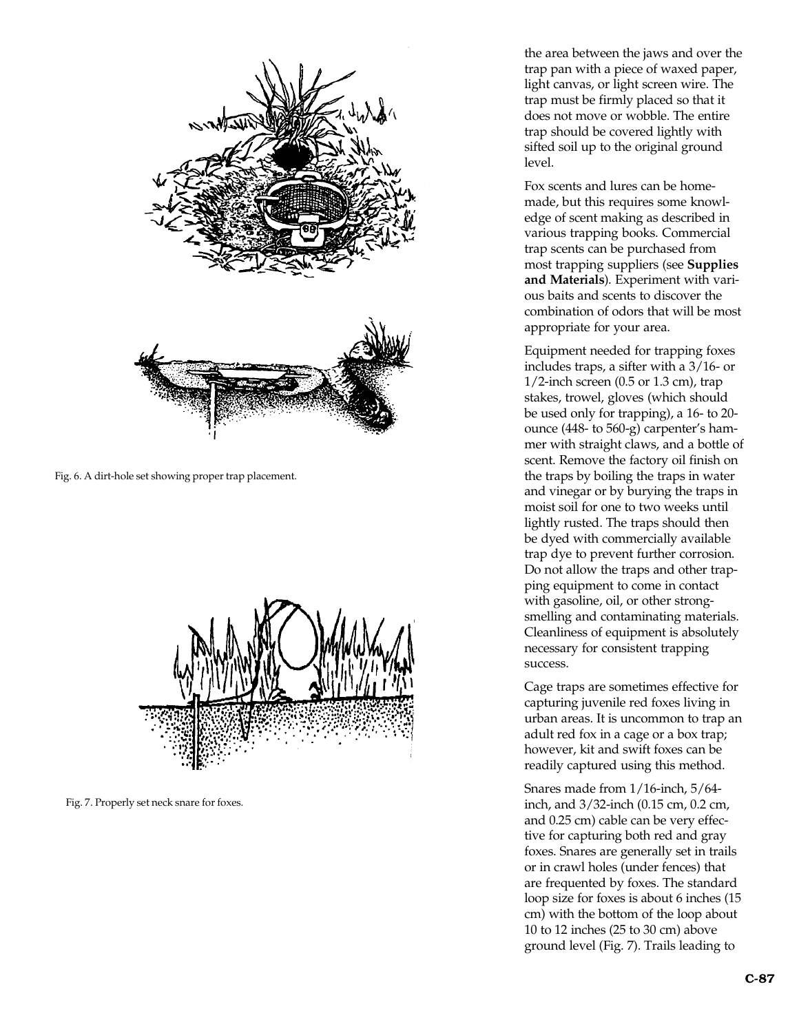Fig. 6. A dirt-hole set showing proper trap placement.

Fig. 7. Properly set neck snare for foxes.

the area between the jaws and over the trap pan with a piece of waxed paper, light canvas, or light screen wire. The trap must be firmly placed so that it does not move or wobble. The entire trap should be covered lightly with sifted soil up to the original ground level.

Fox scents and lures can be homemade, but this requires some knowledge of scent making as described in various trapping books. Commercial trap scents can be purchased from most trapping suppliers (see **Supplies and Materials**). Experiment with various baits and scents to discover the combination of odors that will be most appropriate for your area.

Equipment needed for trapping foxes includes traps, a sifter with a 3/16- or 1/2-inch screen (0.5 or 1.3 cm), trap stakes, trowel, gloves (which should be used only for trapping), a 16- to 20-ounce (448- to 560-g) carpenter's hammer with straight claws, and a bottle of scent. Remove the factory oil finish on the traps by boiling the traps in water and vinegar or by burying the traps in moist soil for one to two weeks until lightly rusted. The traps should then be dyed with commercially available trap dye to prevent further corrosion. Do not allow the traps and other trapping equipment to come in contact with gasoline, oil, or other strong-smelling and contaminating materials. Cleanliness of equipment is absolutely necessary for consistent trapping success.

Cage traps are sometimes effective for capturing juvenile red foxes living in urban areas. It is uncommon to trap an adult red fox in a cage or a box trap; however, kit and swift foxes can be readily captured using this method.

Snares made from 1/16-inch, 5/64-inch, and 3/32-inch (0.15 cm, 0.2 cm, and 0.25 cm) cable can be very effective for capturing both red and gray foxes. Snares are generally set in trails or in crawl holes (under fences) that are frequented by foxes. The standard loop size for foxes is about 6 inches (15 cm) with the bottom of the loop about 10 to 12 inches (25 to 30 cm) above ground level (Fig. 7). Trails leading to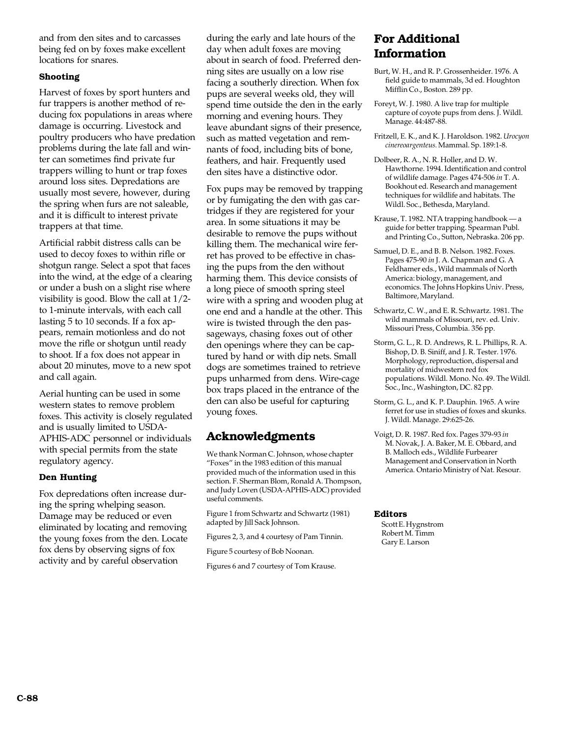and from den sites and to carcasses being fed on by foxes make excellent locations for snares.

### Shooting

Harvest of foxes by sport hunters and fur trappers is another method of reducing fox populations in areas where damage is occurring. Livestock and poultry producers who have predation problems during the late fall and winter can sometimes find private fur trappers willing to hunt or trap foxes around loss sites. Depredations are usually most severe, however, during the spring when furs are not saleable, and it is difficult to interest private trappers at that time.

Artificial rabbit distress calls can be used to decoy foxes to within rifle or shotgun range. Select a spot that faces into the wind, at the edge of a clearing or under a bush on a slight rise where visibility is good. Blow the call at 1/2- to 1-minute intervals, with each call lasting 5 to 10 seconds. If a fox appears, remain motionless and do not move the rifle or shotgun until ready to shoot. If a fox does not appear in about 20 minutes, move to a new spot and call again.

Aerial hunting can be used in some western states to remove problem foxes. This activity is closely regulated and is usually limited to USDA-APHIS-ADC personnel or individuals with special permits from the state regulatory agency.

### Den Hunting

Fox depredations often increase during the spring whelping season. Damage may be reduced or even eliminated by locating and removing the young foxes from the den. Locate fox dens by observing signs of fox activity and by careful observation during the early and late hours of the day when adult foxes are moving about in search of food. Preferred denning sites are usually on a low rise facing a southerly direction. When fox pups are several weeks old, they will spend time outside the den in the early morning and evening hours. They leave abundant signs of their presence, such as matted vegetation and remnants of food, including bits of bone, feathers, and hair. Frequently used den sites have a distinctive odor.

Fox pups may be removed by trapping or by fumigating the den with gas cartridges if they are registered for your area. In some situations it may be desirable to remove the pups without killing them. The mechanical wire ferret has proved to be effective in chasing the pups from the den without harming them. This device consists of a long piece of smooth spring steel wire with a spring and wooden plug at one end and a handle at the other. This wire is twisted through the den passageways, chasing foxes out of other den openings where they can be captured by hand or with dip nets. Small dogs are sometimes trained to retrieve pups unharmed from dens. Wire-cage box traps placed in the entrance of the den can also be useful for capturing young foxes.

## Acknowledgments

We thank Norman C. Johnson, whose chapter "Foxes" in the 1983 edition of this manual provided much of the information used in this section. F. Sherman Blom, Ronald A. Thompson, and Judy Loven (USDA-APHIS-ADC) provided useful comments.

Figure 1 from Schwartz and Schwartz (1981) adapted by Jill Sack Johnson.

Figures 2, 3, and 4 courtesy of Pam Tinnin.

Figure 5 courtesy of Bob Noonan.

Figures 6 and 7 courtesy of Tom Krause.

## For Additional Information

Burt, W. H., and R. P. Grossenheider. 1976. A field guide to mammals, 3d ed. Houghton Mifflin Co., Boston. 289 pp.

Foreyt, W. J. 1980. A live trap for multiple capture of coyote pups from dens. J. Wildl. Manage. 44:487-88.

Fritzell, E. K., and K. J. Haroldson. 1982. *Urocyon cinereoargenteus.* Mammal. Sp. 189:1-8.

Dolbeer, R. A., N. R. Holler, and D. W. Hawthorne. 1994. Identification and control of wildlife damage. Pages 474-506 *in* T. A. Bookhout ed. Research and management techniques for wildlife and habitats. The Wildl. Soc., Bethesda, Maryland.

Krause, T. 1982. NTA trapping handbook — a guide for better trapping. Spearman Publ. and Printing Co., Sutton, Nebraska. 206 pp.

Samuel, D. E., and B. B. Nelson. 1982. Foxes. Pages 475-90 *in* J. A. Chapman and G. A Feldhamer eds., Wild mammals of North America: biology, management, and economics. The Johns Hopkins Univ. Press, Baltimore, Maryland.

Schwartz, C. W., and E. R. Schwartz. 1981. The wild mammals of Missouri, rev. ed. Univ. Missouri Press, Columbia. 356 pp.

Storm, G. L., R. D. Andrews, R. L. Phillips, R. A. Bishop, D. B. Siniff, and J. R. Tester. 1976. Morphology, reproduction, dispersal and mortality of midwestern red fox populations. Wildl. Mono. No. 49. The Wildl. Soc., Inc., Washington, DC. 82 pp.

Storm, G. L., and K. P. Dauphin. 1965. A wire ferret for use in studies of foxes and skunks. J. Wildl. Manage. 29:625-26.

Voigt, D. R. 1987. Red fox. Pages 379-93 *in* M. Novak, J. A. Baker, M. E. Obbard, and B. Malloch eds., Wildlife Furbearer Management and Conservation in North America. Ontario Ministry of Nat. Resour.

### Editors

Scott E. Hygnstrom
Robert M. Timm
Gary E. Larson